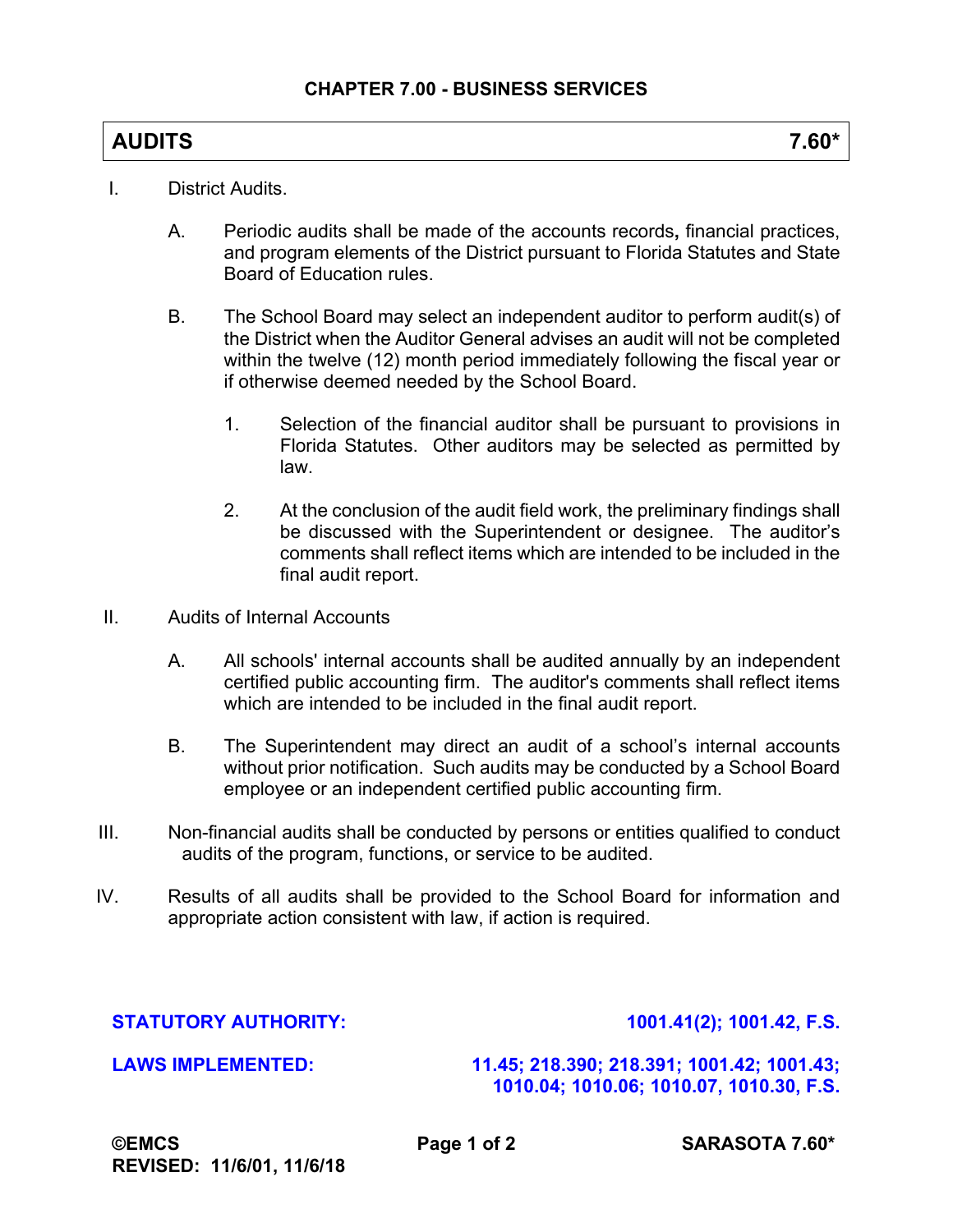## CHAPTER 7.00 - BUSINESS SERVICES

# AUDITS 7.60*

I. District Audits.

   A. Periodic audits shall be made of the accounts records**,** financial practices, and program elements of the District pursuant to Florida Statutes and State Board of Education rules.

   B. The School Board may select an independent auditor to perform audit(s) of the District when the Auditor General advises an audit will not be completed within the twelve (12) month period immediately following the fiscal year or if otherwise deemed needed by the School Board.

      1. Selection of the financial auditor shall be pursuant to provisions in Florida Statutes. Other auditors may be selected as permitted by law.

      2. At the conclusion of the audit field work, the preliminary findings shall be discussed with the Superintendent or designee. The auditor's comments shall reflect items which are intended to be included in the final audit report.

II. Audits of Internal Accounts

   A. All schools' internal accounts shall be audited annually by an independent certified public accounting firm. The auditor's comments shall reflect items which are intended to be included in the final audit report.

   B. The Superintendent may direct an audit of a school's internal accounts without prior notification. Such audits may be conducted by a School Board employee or an independent certified public accounting firm.

III. Non-financial audits shall be conducted by persons or entities qualified to conduct audits of the program, functions, or service to be audited.

IV. Results of all audits shall be provided to the School Board for information and appropriate action consistent with law, if action is required.

**STATUTORY AUTHORITY:** **1001.41(2); 1001.42, F.S.**

**LAWS IMPLEMENTED:** **11.45; 218.390; 218.391; 1001.42; 1001.43; 1010.04; 1010.06; 1010.07, 1010.30, F.S.**

**©EMCS**
**REVISED: 11/6/01, 11/6/18**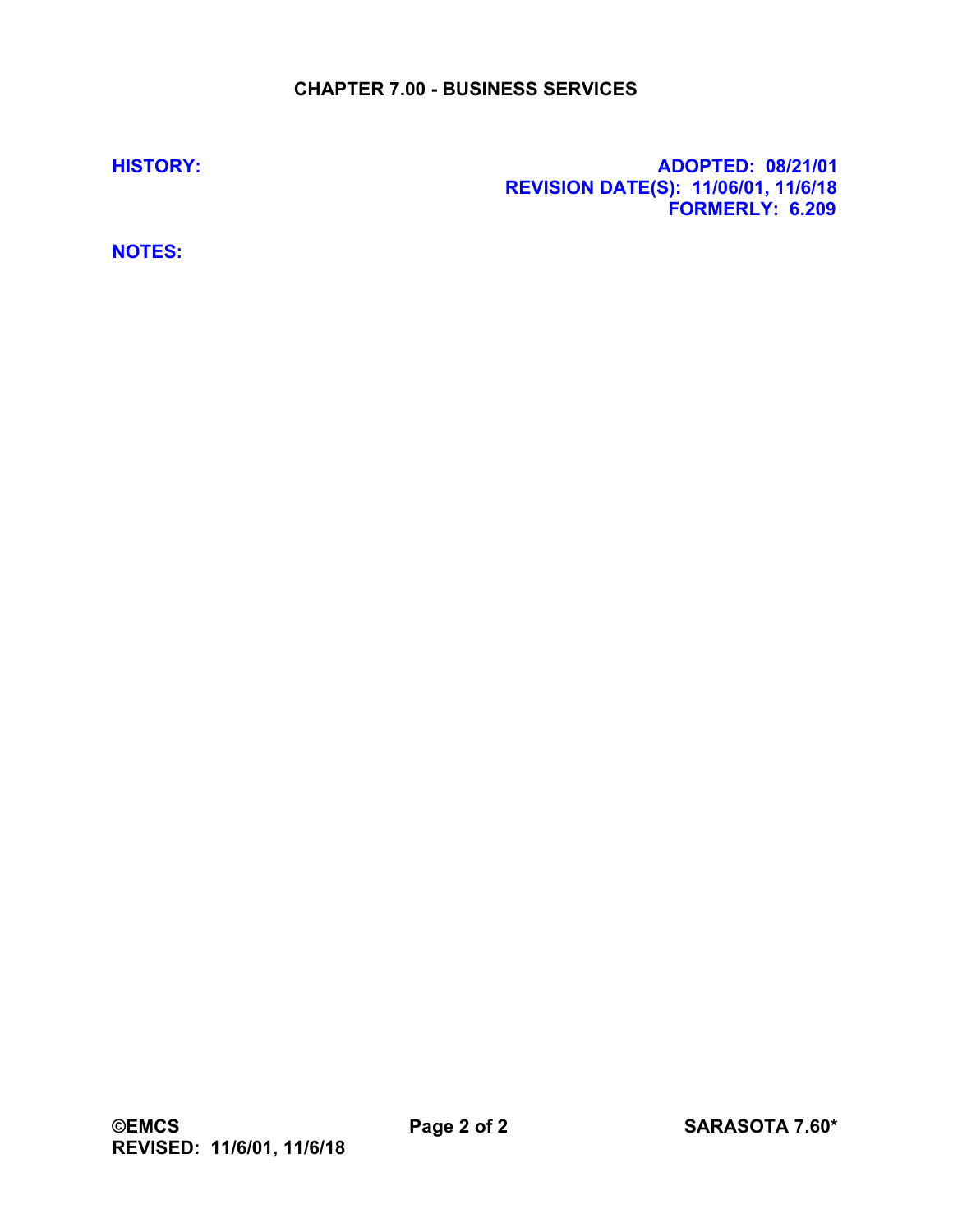**HISTORY:**

**ADOPTED: 08/21/01**
**REVISION DATE(S): 11/06/01, 11/6/18**
**FORMERLY: 6.209**

**NOTES:**